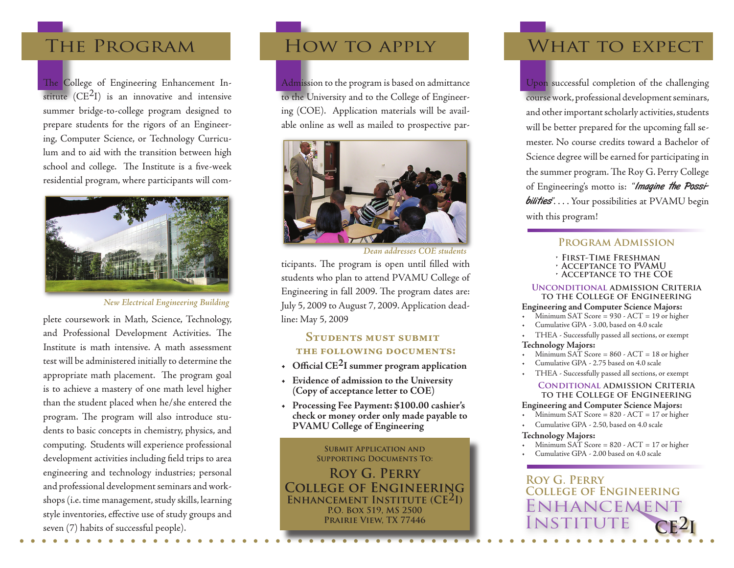## The Program

The College of Engineering Enhancement Institute ($CE^2I$) is an innovative and intensive summer bridge-to-college program designed to prepare students for the rigors of an Engineering, Computer Science, or Technology Curriculum and to aid with the transition between high school and college. The Institute is a five-week residential program, where participants will complete coursework in Math, Science, Technology, and Professional Development Activities. The Institute is math intensive. A math assessment test will be administered initially to determine the appropriate math placement. The program goal is to achieve a mastery of one math level higher than the student placed when he/she entered the program. The program will also introduce students to basic concepts in chemistry, physics, and computing. Students will experience professional development activities including field trips to area engineering and technology industries; personal and professional development seminars and workshops (i.e. time management, study skills, learning style inventories, effective use of study groups and seven (7) habits of successful people).

*New Electrical Engineering Building*

## How to apply

Admission to the program is based on admittance to the University and to the College of Engineering (COE). Application materials will be available online as well as mailed to prospective participants. The program is open until filled with students who plan to attend PVAMU College of Engineering in fall 2009. The program dates are: July 5, 2009 to August 7, 2009. Application deadline: May 5, 2009

*Dean addresses COE students*

### Students must submit the following documents:

- **Official $CE^2I$ summer program application**
- **Evidence of admission to the University (Copy of acceptance letter to COE)**
- **Processing Fee Payment: $100.00 cashier's check or money order only made payable to PVAMU College of Engineering**

Submit Application and Supporting Documents To:

**Roy G. Perry College of Engineering Enhancement Institute ($CE^2I$)**
**P.O. Box 519, MS 2500**
**Prairie View, TX 77446**

## What to expect

Upon successful completion of the challenging course work, professional development seminars, and other important scholarly activities, students will be better prepared for the upcoming fall semester. No course credits toward a Bachelor of Science degree will be earned for participating in the summer program. The Roy G. Perry College of Engineering's motto is: "***Imagine the Possibilities***". . . . Your possibilities at PVAMU begin with this program!

### Program Admission

- First-Time Freshman
- Acceptance to PVAMU
- Acceptance to the COE

#### Unconditional Admission Criteria to the College of Engineering

**Engineering and Computer Science Majors:**
- Minimum SAT Score = 930 - ACT = 19 or higher
- Cumulative GPA - 3.00, based on 4.0 scale
- THEA - Successfully passed all sections, or exempt

**Technology Majors:**
- Minimum SAT Score = 860 - ACT = 18 or higher
- Cumulative GPA - 2.75 based on 4.0 scale
- THEA - Successfully passed all sections, or exempt

#### Conditional Admission Criteria to the College of Engineering

**Engineering and Computer Science Majors:**
- Minimum SAT Score = 820 - ACT = 17 or higher
- Cumulative GPA - 2.50, based on 4.0 scale

**Technology Majors:**
- Minimum SAT Score = 820 - ACT = 17 or higher
- Cumulative GPA - 2.00 based on 4.0 scale

**Roy G. Perry College of Engineering Enhancement Institute $CE^2I$**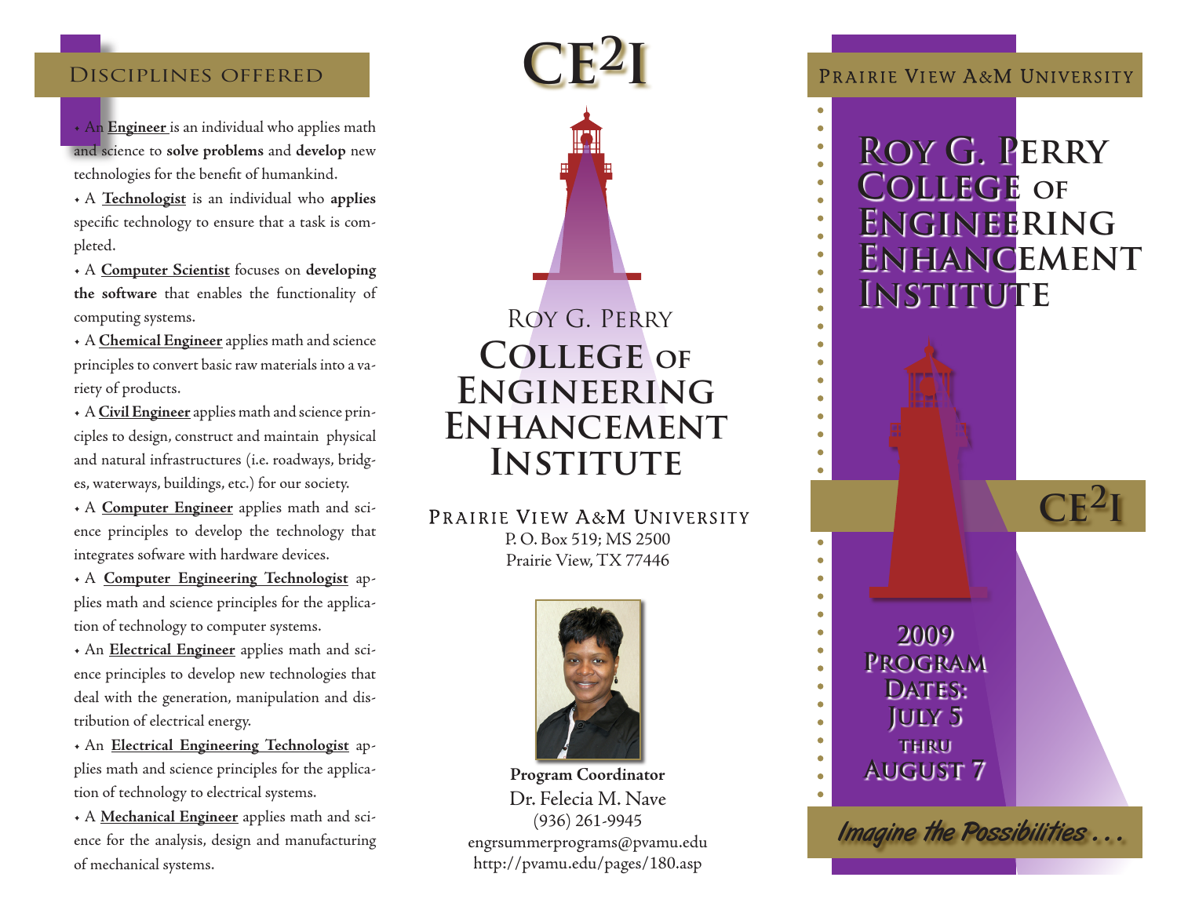## Disciplines Offered

- An **Engineer** is an individual who applies math and science to **solve problems** and **develop** new technologies for the benefit of humankind.
- A **Technologist** is an individual who **applies** specific technology to ensure that a task is completed.
- A **Computer Scientist** focuses on **developing the software** that enables the functionality of computing systems.
- A **Chemical Engineer** applies math and science principles to convert basic raw materials into a variety of products.
- A **Civil Engineer** applies math and science principles to design, construct and maintain physical and natural infrastructures (i.e. roadways, bridges, waterways, buildings, etc.) for our society.
- A **Computer Engineer** applies math and science principles to develop the technology that integrates sofware with hardware devices.
- A **Computer Engineering Technologist** applies math and science principles for the application of technology to computer systems.
- An **Electrical Engineer** applies math and science principles to develop new technologies that deal with the generation, manipulation and distribution of electrical energy.
- An **Electrical Engineering Technologist** applies math and science principles for the application of technology to electrical systems.
- A **Mechanical Engineer** applies math and science for the analysis, design and manufacturing of mechanical systems.

# CE$^2$I

Roy G. Perry

# College of Engineering Enhancement Institute

Prairie View A&M University
P. O. Box 519; MS 2500
Prairie View, TX 77446

**Program Coordinator**
Dr. Felecia M. Nave
(936) 261-9945
engrsummerprograms@pvamu.edu
http://pvamu.edu/pages/180.asp

Prairie View A&M University

# Roy G. Perry College of Engineering Enhancement Institute

CE$^2$I

**2009 Program Dates: July 5 thru August 7**

*Imagine the Possibilities . . .*